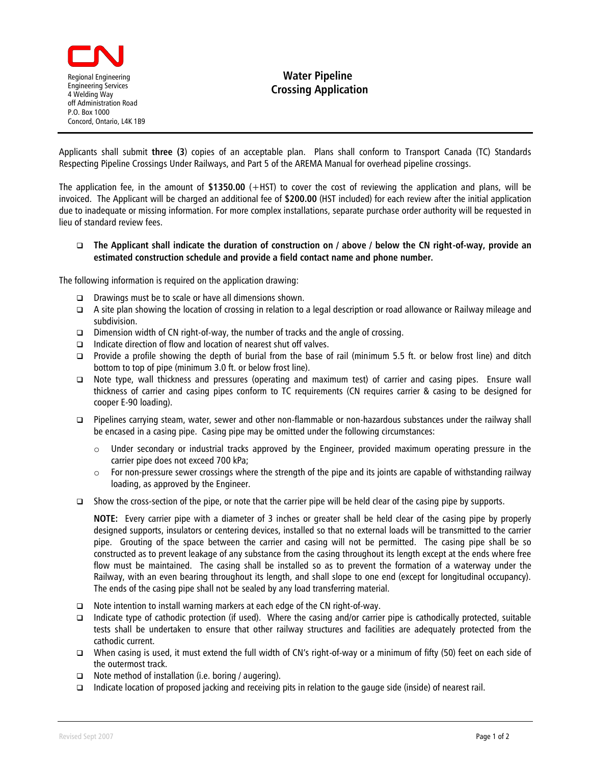Regional Engineering
Engineering Services
4 Welding Way
off Administration Road
P.O. Box 1000
Concord, Ontario, L4K 1B9

# Water Pipeline Crossing Application

Applicants shall submit **three (3**) copies of an acceptable plan. Plans shall conform to Transport Canada (TC) Standards Respecting Pipeline Crossings Under Railways, and Part 5 of the AREMA Manual for overhead pipeline crossings.

The application fee, in the amount of **$1350.00** (+HST) to cover the cost of reviewing the application and plans, will be invoiced. The Applicant will be charged an additional fee of **$200.00** (HST included) for each review after the initial application due to inadequate or missing information. For more complex installations, separate purchase order authority will be requested in lieu of standard review fees.

- **The Applicant shall indicate the duration of construction on / above / below the CN right-of-way, provide an estimated construction schedule and provide a field contact name and phone number.**

The following information is required on the application drawing:

- Drawings must be to scale or have all dimensions shown.
- A site plan showing the location of crossing in relation to a legal description or road allowance or Railway mileage and subdivision.
- Dimension width of CN right-of-way, the number of tracks and the angle of crossing.
- Indicate direction of flow and location of nearest shut off valves.
- Provide a profile showing the depth of burial from the base of rail (minimum 5.5 ft. or below frost line) and ditch bottom to top of pipe (minimum 3.0 ft. or below frost line).
- Note type, wall thickness and pressures (operating and maximum test) of carrier and casing pipes. Ensure wall thickness of carrier and casing pipes conform to TC requirements (CN requires carrier & casing to be designed for cooper E-90 loading).
- Pipelines carrying steam, water, sewer and other non-flammable or non-hazardous substances under the railway shall be encased in a casing pipe. Casing pipe may be omitted under the following circumstances:
  - Under secondary or industrial tracks approved by the Engineer, provided maximum operating pressure in the carrier pipe does not exceed 700 kPa;
  - For non-pressure sewer crossings where the strength of the pipe and its joints are capable of withstanding railway loading, as approved by the Engineer.
- Show the cross-section of the pipe, or note that the carrier pipe will be held clear of the casing pipe by supports.

  **NOTE:** Every carrier pipe with a diameter of 3 inches or greater shall be held clear of the casing pipe by properly designed supports, insulators or centering devices, installed so that no external loads will be transmitted to the carrier pipe. Grouting of the space between the carrier and casing will not be permitted. The casing pipe shall be so constructed as to prevent leakage of any substance from the casing throughout its length except at the ends where free flow must be maintained. The casing shall be installed so as to prevent the formation of a waterway under the Railway, with an even bearing throughout its length, and shall slope to one end (except for longitudinal occupancy). The ends of the casing pipe shall not be sealed by any load transferring material.
- Note intention to install warning markers at each edge of the CN right-of-way.
- Indicate type of cathodic protection (if used). Where the casing and/or carrier pipe is cathodically protected, suitable tests shall be undertaken to ensure that other railway structures and facilities are adequately protected from the cathodic current.
- When casing is used, it must extend the full width of CN's right-of-way or a minimum of fifty (50) feet on each side of the outermost track.
- Note method of installation (i.e. boring / augering).
- Indicate location of proposed jacking and receiving pits in relation to the gauge side (inside) of nearest rail.

Revised Sept 2007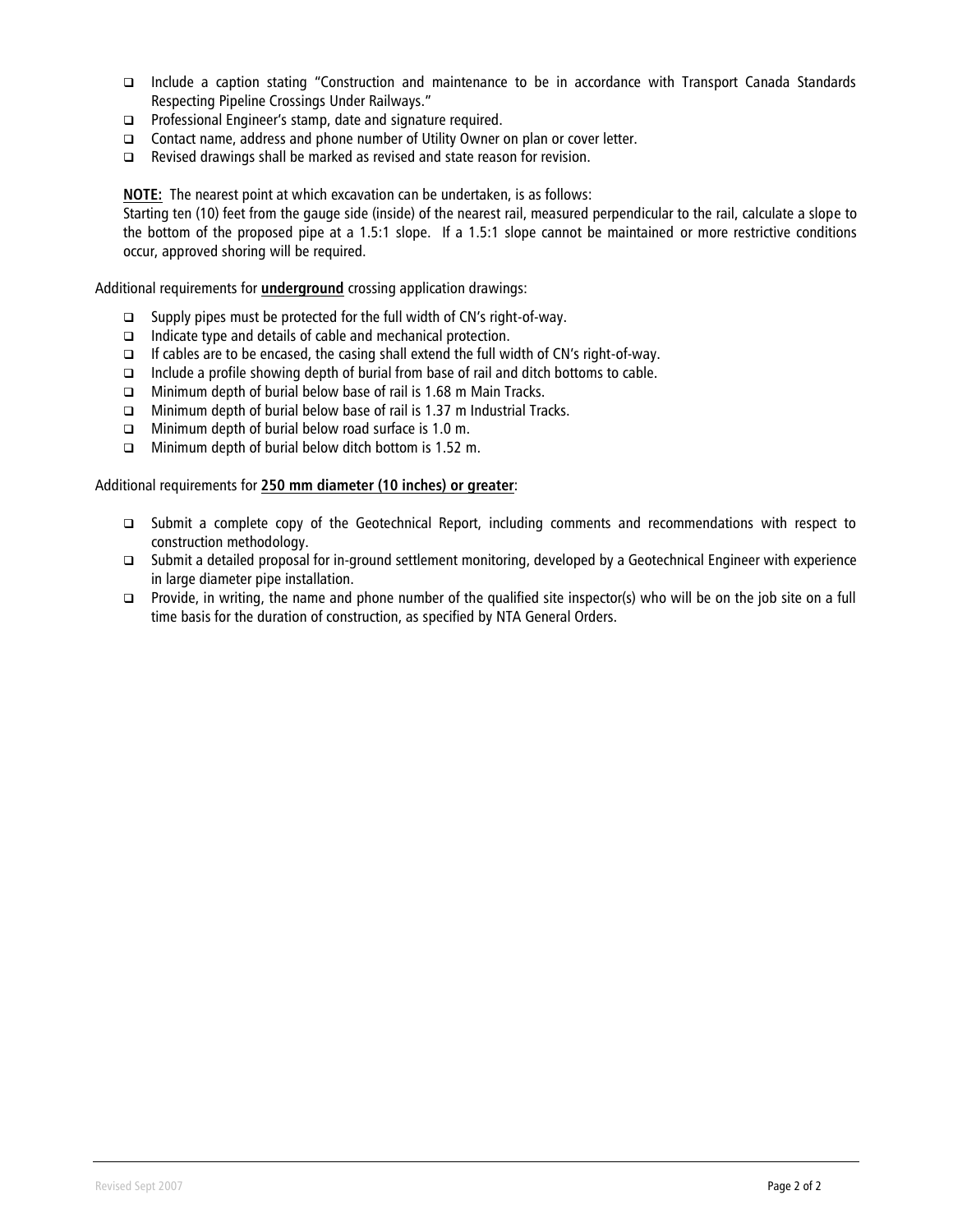- Include a caption stating "Construction and maintenance to be in accordance with Transport Canada Standards Respecting Pipeline Crossings Under Railways."
- Professional Engineer's stamp, date and signature required.
- Contact name, address and phone number of Utility Owner on plan or cover letter.
- Revised drawings shall be marked as revised and state reason for revision.

**NOTE:** The nearest point at which excavation can be undertaken, is as follows:
Starting ten (10) feet from the gauge side (inside) of the nearest rail, measured perpendicular to the rail, calculate a slope to the bottom of the proposed pipe at a 1.5:1 slope. If a 1.5:1 slope cannot be maintained or more restrictive conditions occur, approved shoring will be required.

Additional requirements for **underground** crossing application drawings:

- Supply pipes must be protected for the full width of CN's right-of-way.
- Indicate type and details of cable and mechanical protection.
- If cables are to be encased, the casing shall extend the full width of CN's right-of-way.
- Include a profile showing depth of burial from base of rail and ditch bottoms to cable.
- Minimum depth of burial below base of rail is 1.68 m Main Tracks.
- Minimum depth of burial below base of rail is 1.37 m Industrial Tracks.
- Minimum depth of burial below road surface is 1.0 m.
- Minimum depth of burial below ditch bottom is 1.52 m.

Additional requirements for **250 mm diameter (10 inches) or greater**:

- Submit a complete copy of the Geotechnical Report, including comments and recommendations with respect to construction methodology.
- Submit a detailed proposal for in-ground settlement monitoring, developed by a Geotechnical Engineer with experience in large diameter pipe installation.
- Provide, in writing, the name and phone number of the qualified site inspector(s) who will be on the job site on a full time basis for the duration of construction, as specified by NTA General Orders.

Revised Sept 2007